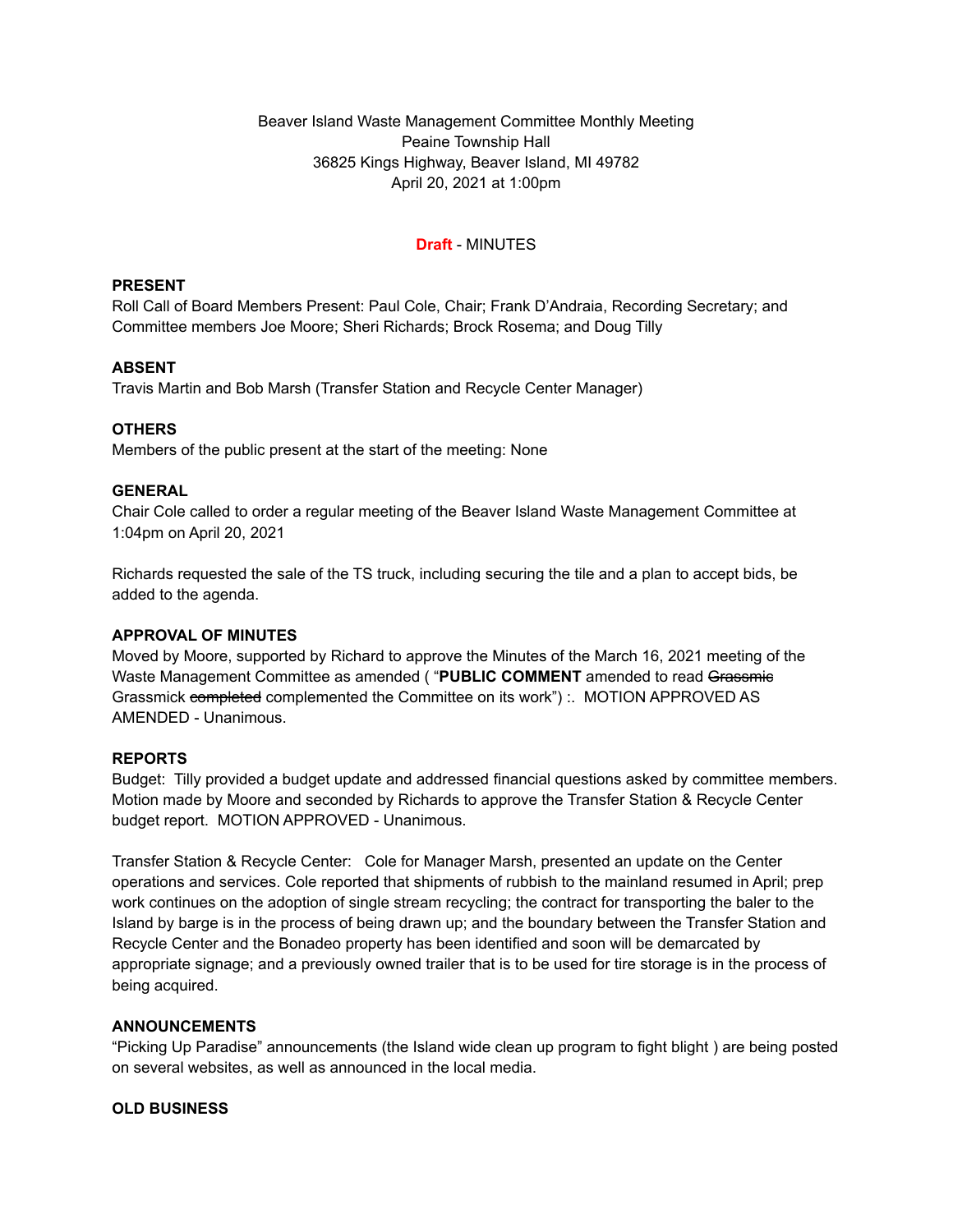Beaver Island Waste Management Committee Monthly Meeting
Peaine Township Hall
36825 Kings Highway, Beaver Island, MI 49782
April 20, 2021 at 1:00pm

**Draft** - MINUTES

**PRESENT**

Roll Call of Board Members Present: Paul Cole, Chair; Frank D'Andraia, Recording Secretary; and Committee members Joe Moore; Sheri Richards; Brock Rosema; and Doug Tilly

**ABSENT**

Travis Martin and Bob Marsh (Transfer Station and Recycle Center Manager)

**OTHERS**

Members of the public present at the start of the meeting: None

**GENERAL**

Chair Cole called to order a regular meeting of the Beaver Island Waste Management Committee at 1:04pm on April 20, 2021

Richards requested the sale of the TS truck, including securing the tile and a plan to accept bids, be added to the agenda.

**APPROVAL OF MINUTES**

Moved by Moore, supported by Richard to approve the Minutes of the March 16, 2021 meeting of the Waste Management Committee as amended ( "**PUBLIC COMMENT** amended to read ~~Grassmic~~ Grassmick ~~completed~~ complemented the Committee on its work") :. MOTION APPROVED AS AMENDED - Unanimous.

**REPORTS**

Budget: Tilly provided a budget update and addressed financial questions asked by committee members. Motion made by Moore and seconded by Richards to approve the Transfer Station & Recycle Center budget report. MOTION APPROVED - Unanimous.

Transfer Station & Recycle Center: Cole for Manager Marsh, presented an update on the Center operations and services. Cole reported that shipments of rubbish to the mainland resumed in April; prep work continues on the adoption of single stream recycling; the contract for transporting the baler to the Island by barge is in the process of being drawn up; and the boundary between the Transfer Station and Recycle Center and the Bonadeo property has been identified and soon will be demarcated by appropriate signage; and a previously owned trailer that is to be used for tire storage is in the process of being acquired.

**ANNOUNCEMENTS**

"Picking Up Paradise" announcements (the Island wide clean up program to fight blight ) are being posted on several websites, as well as announced in the local media.

**OLD BUSINESS**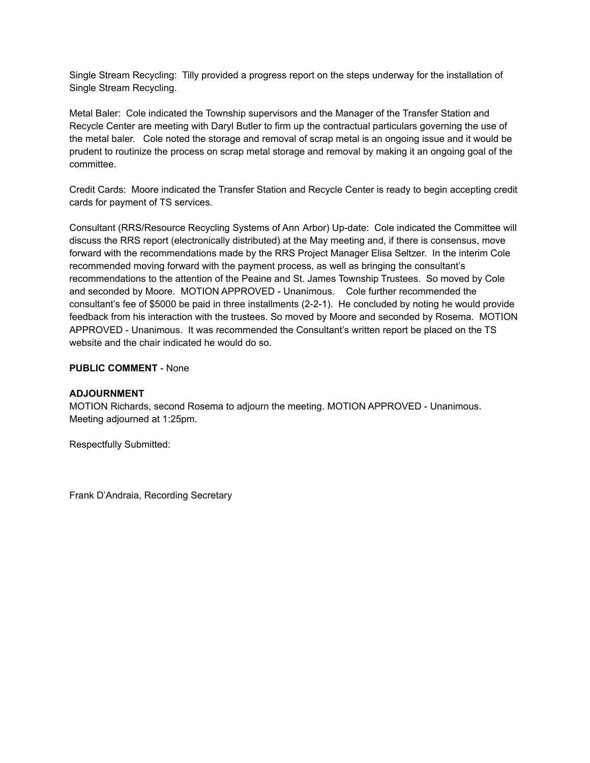Single Stream Recycling: Tilly provided a progress report on the steps underway for the installation of Single Stream Recycling.

Metal Baler: Cole indicated the Township supervisors and the Manager of the Transfer Station and Recycle Center are meeting with Daryl Butler to firm up the contractual particulars governing the use of the metal baler. Cole noted the storage and removal of scrap metal is an ongoing issue and it would be prudent to routinize the process on scrap metal storage and removal by making it an ongoing goal of the committee.

Credit Cards: Moore indicated the Transfer Station and Recycle Center is ready to begin accepting credit cards for payment of TS services.

Consultant (RRS/Resource Recycling Systems of Ann Arbor) Up-date: Cole indicated the Committee will discuss the RRS report (electronically distributed) at the May meeting and, if there is consensus, move forward with the recommendations made by the RRS Project Manager Elisa Seltzer. In the interim Cole recommended moving forward with the payment process, as well as bringing the consultant's recommendations to the attention of the Peaine and St. James Township Trustees. So moved by Cole and seconded by Moore. MOTION APPROVED - Unanimous. Cole further recommended the consultant's fee of $5000 be paid in three installments (2-2-1). He concluded by noting he would provide feedback from his interaction with the trustees. So moved by Moore and seconded by Rosema. MOTION APPROVED - Unanimous. It was recommended the Consultant's written report be placed on the TS website and the chair indicated he would do so.

**PUBLIC COMMENT** - None

**ADJOURNMENT**
MOTION Richards, second Rosema to adjourn the meeting. MOTION APPROVED - Unanimous. Meeting adjourned at 1:25pm.

Respectfully Submitted:

Frank D'Andraia, Recording Secretary